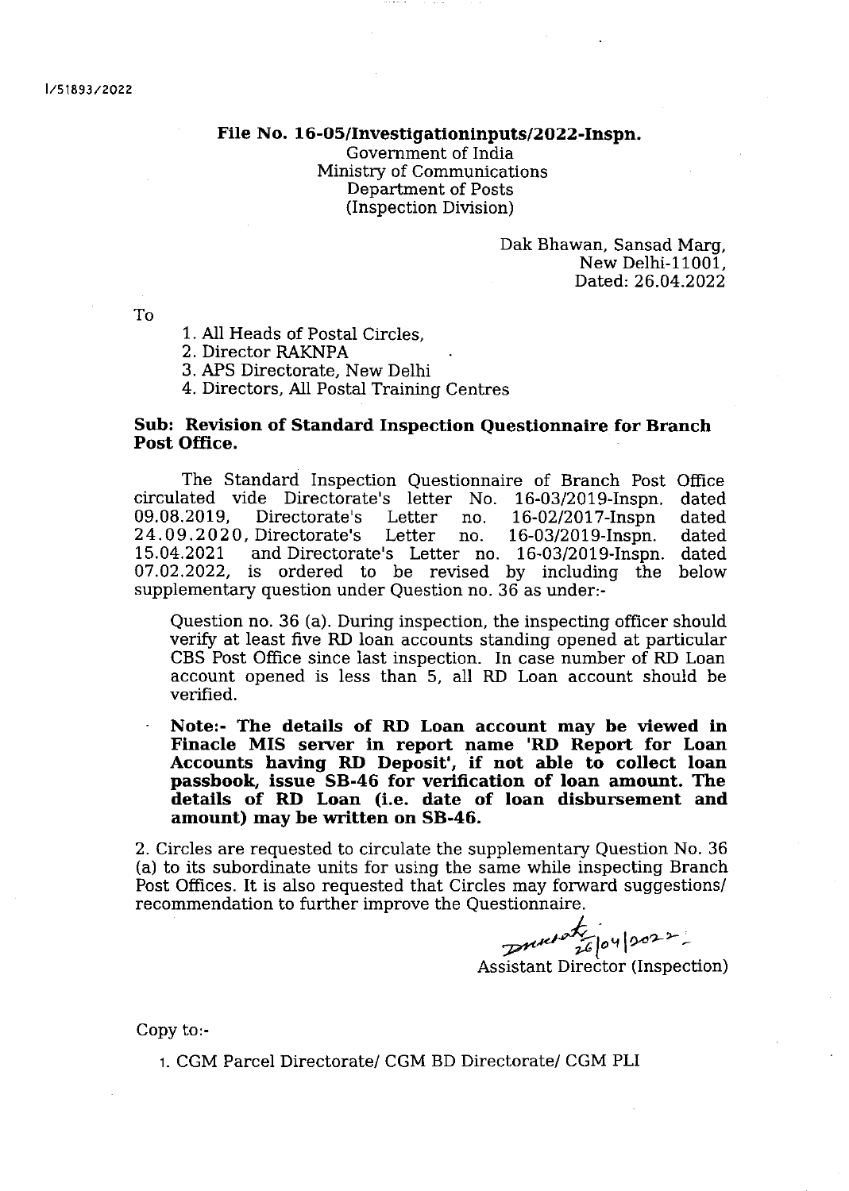I/51893/2022

**File No. 16-05/Investigationinputs/2022-Inspn.**
Government of India
Ministry of Communications
Department of Posts
(Inspection Division)

Dak Bhawan, Sansad Marg,
New Delhi-11001,
Dated: 26.04.2022

To

1. All Heads of Postal Circles,
2. Director RAKNPA
3. APS Directorate, New Delhi
4. Directors, All Postal Training Centres

**Sub: Revision of Standard Inspection Questionnaire for Branch Post Office.**

The Standard Inspection Questionnaire of Branch Post Office circulated vide Directorate's letter No. 16-03/2019-Inspn. dated 09.08.2019, Directorate's Letter no. 16-02/2017-Inspn dated 24.09.2020, Directorate's Letter no. 16-03/2019-Inspn. dated 15.04.2021 and Directorate's Letter no. 16-03/2019-Inspn. dated 07.02.2022, is ordered to be revised by including the below supplementary question under Question no. 36 as under:-

Question no. 36 (a). During inspection, the inspecting officer should verify at least five RD loan accounts standing opened at particular CBS Post Office since last inspection. In case number of RD Loan account opened is less than 5, all RD Loan account should be verified.

**Note:- The details of RD Loan account may be viewed in Finacle MIS server in report name 'RD Report for Loan Accounts having RD Deposit', if not able to collect loan passbook, issue SB-46 for verification of loan amount. The details of RD Loan (i.e. date of loan disbursement and amount) may be written on SB-46.**

2. Circles are requested to circulate the supplementary Question No. 36 (a) to its subordinate units for using the same while inspecting Branch Post Offices. It is also requested that Circles may forward suggestions/ recommendation to further improve the Questionnaire.

26/04/2022
Assistant Director (Inspection)

Copy to:-

1. CGM Parcel Directorate/ CGM BD Directorate/ CGM PLI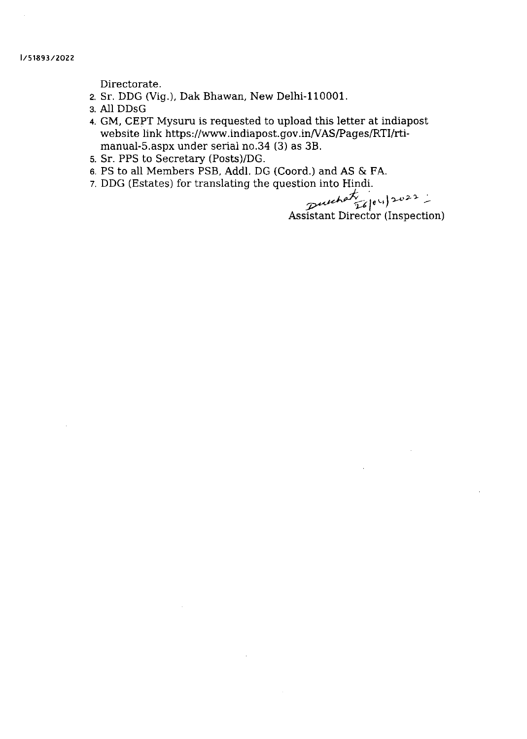I/51893/2022

Directorate.

2. Sr. DDG (Vig.), Dak Bhawan, New Delhi-110001.
3. All DDsG
4. GM, CEPT Mysuru is requested to upload this letter at indiapost website link https://www.indiapost.gov.in/VAS/Pages/RTI/rti-manual-5.aspx under serial no.34 (3) as 3B.
5. Sr. PPS to Secretary (Posts)/DG.
6. PS to all Members PSB, Addl. DG (Coord.) and AS & FA.
7. DDG (Estates) for translating the question into Hindi.

Dushat 26/04/2022

Assistant Director (Inspection)